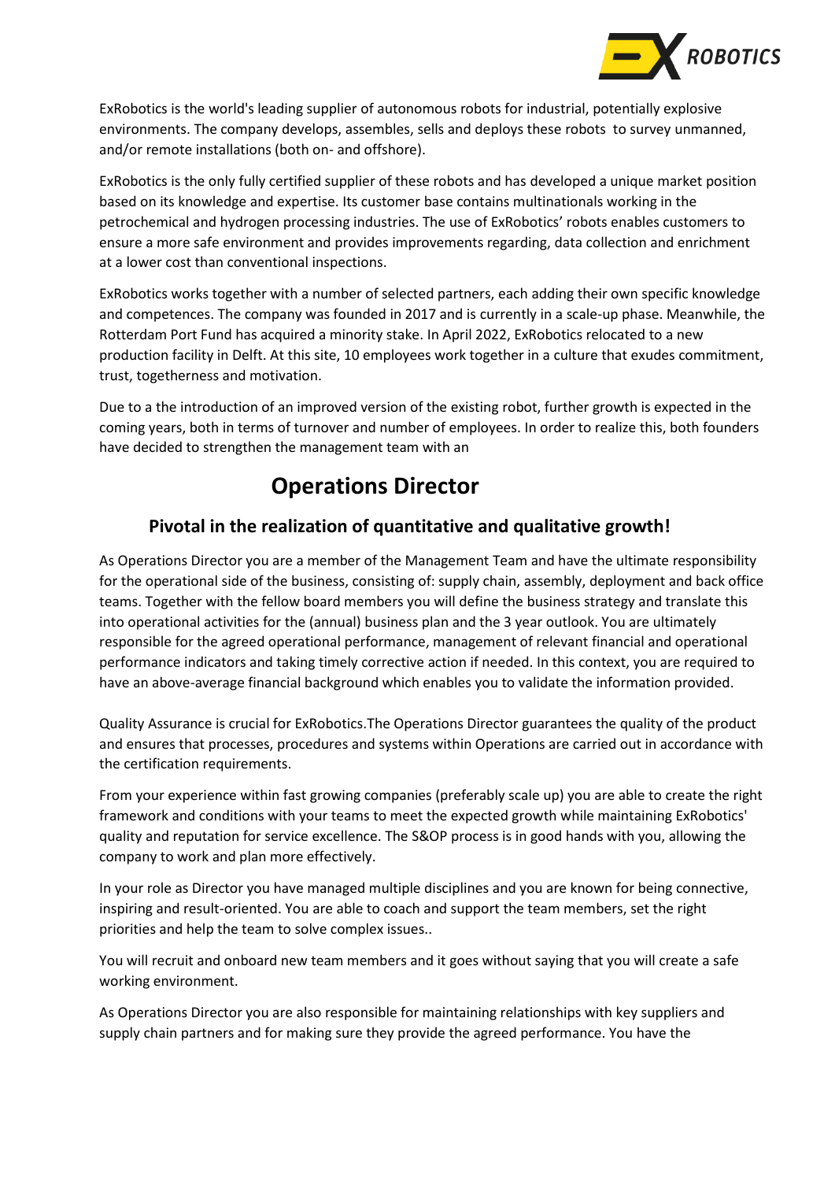ExRobotics is the world's leading supplier of autonomous robots for industrial, potentially explosive environments. The company develops, assembles, sells and deploys these robots  to survey unmanned, and/or remote installations (both on- and offshore).

ExRobotics is the only fully certified supplier of these robots and has developed a unique market position based on its knowledge and expertise. Its customer base contains multinationals working in the petrochemical and hydrogen processing industries. The use of ExRobotics' robots enables customers to ensure a more safe environment and provides improvements regarding, data collection and enrichment at a lower cost than conventional inspections.

ExRobotics works together with a number of selected partners, each adding their own specific knowledge and competences. The company was founded in 2017 and is currently in a scale-up phase. Meanwhile, the Rotterdam Port Fund has acquired a minority stake. In April 2022, ExRobotics relocated to a new production facility in Delft. At this site, 10 employees work together in a culture that exudes commitment, trust, togetherness and motivation.

Due to a the introduction of an improved version of the existing robot, further growth is expected in the coming years, both in terms of turnover and number of employees. In order to realize this, both founders have decided to strengthen the management team with an

# Operations Director

## Pivotal in the realization of quantitative and qualitative growth!

As Operations Director you are a member of the Management Team and have the ultimate responsibility for the operational side of the business, consisting of: supply chain, assembly, deployment and back office teams. Together with the fellow board members you will define the business strategy and translate this into operational activities for the (annual) business plan and the 3 year outlook. You are ultimately responsible for the agreed operational performance, management of relevant financial and operational performance indicators and taking timely corrective action if needed. In this context, you are required to have an above-average financial background which enables you to validate the information provided.

Quality Assurance is crucial for ExRobotics.The Operations Director guarantees the quality of the product and ensures that processes, procedures and systems within Operations are carried out in accordance with the certification requirements.

From your experience within fast growing companies (preferably scale up) you are able to create the right framework and conditions with your teams to meet the expected growth while maintaining ExRobotics' quality and reputation for service excellence. The S&OP process is in good hands with you, allowing the company to work and plan more effectively.

In your role as Director you have managed multiple disciplines and you are known for being connective, inspiring and result-oriented. You are able to coach and support the team members, set the right priorities and help the team to solve complex issues..

You will recruit and onboard new team members and it goes without saying that you will create a safe working environment.

As Operations Director you are also responsible for maintaining relationships with key suppliers and supply chain partners and for making sure they provide the agreed performance. You have the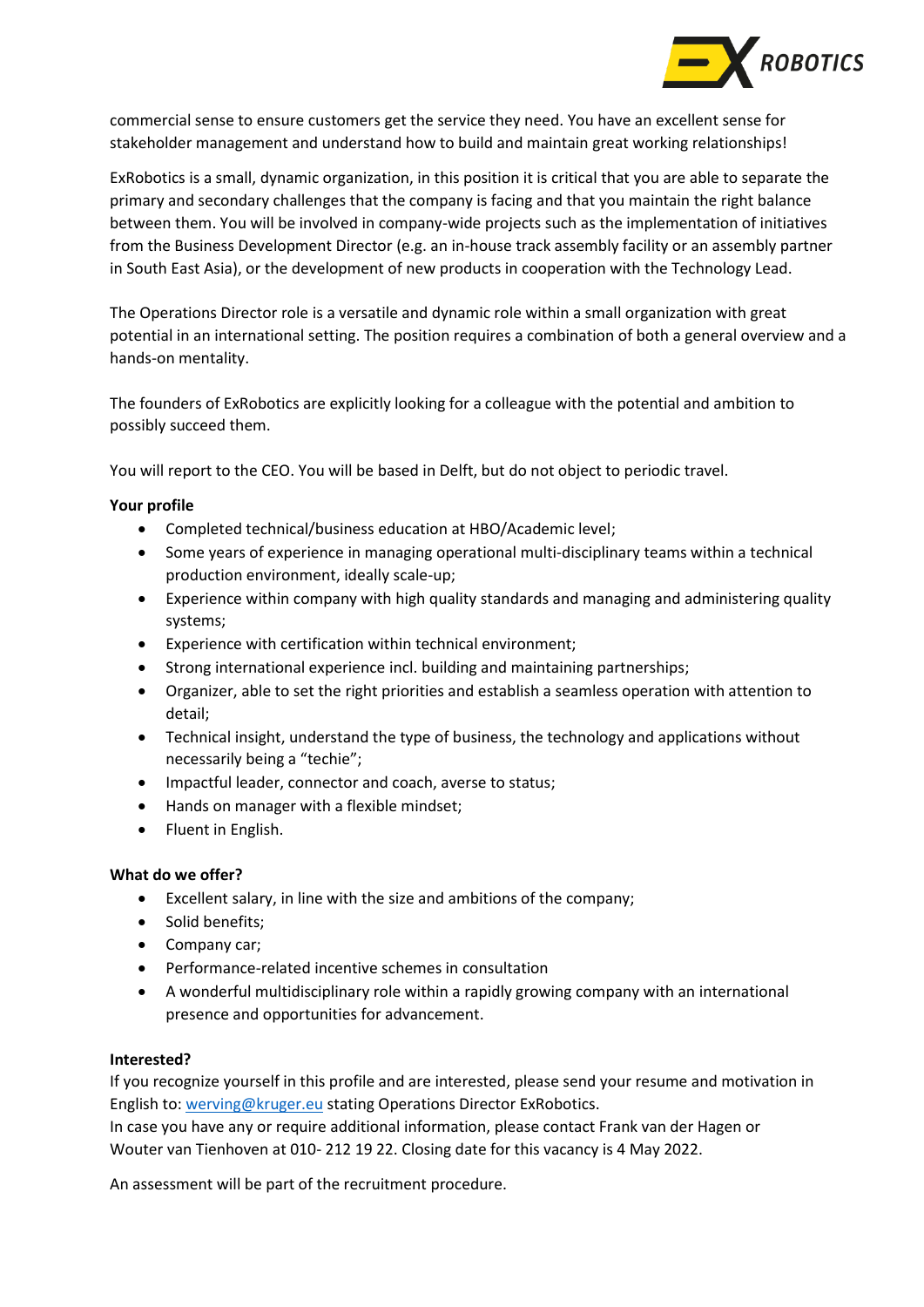commercial sense to ensure customers get the service they need. You have an excellent sense for stakeholder management and understand how to build and maintain great working relationships!

ExRobotics is a small, dynamic organization, in this position it is critical that you are able to separate the primary and secondary challenges that the company is facing and that you maintain the right balance between them. You will be involved in company-wide projects such as the implementation of initiatives from the Business Development Director (e.g. an in-house track assembly facility or an assembly partner in South East Asia), or the development of new products in cooperation with the Technology Lead.

The Operations Director role is a versatile and dynamic role within a small organization with great potential in an international setting. The position requires a combination of both a general overview and a hands-on mentality.

The founders of ExRobotics are explicitly looking for a colleague with the potential and ambition to possibly succeed them.

You will report to the CEO. You will be based in Delft, but do not object to periodic travel.

**Your profile**

- Completed technical/business education at HBO/Academic level;
- Some years of experience in managing operational multi-disciplinary teams within a technical production environment, ideally scale-up;
- Experience within company with high quality standards and managing and administering quality systems;
- Experience with certification within technical environment;
- Strong international experience incl. building and maintaining partnerships;
- Organizer, able to set the right priorities and establish a seamless operation with attention to detail;
- Technical insight, understand the type of business, the technology and applications without necessarily being a "techie";
- Impactful leader, connector and coach, averse to status;
- Hands on manager with a flexible mindset;
- Fluent in English.

**What do we offer?**

- Excellent salary, in line with the size and ambitions of the company;
- Solid benefits;
- Company car;
- Performance-related incentive schemes in consultation
- A wonderful multidisciplinary role within a rapidly growing company with an international presence and opportunities for advancement.

**Interested?**

If you recognize yourself in this profile and are interested, please send your resume and motivation in English to: werving@kruger.eu stating Operations Director ExRobotics.
In case you have any or require additional information, please contact Frank van der Hagen or Wouter van Tienhoven at 010- 212 19 22. Closing date for this vacancy is 4 May 2022.

An assessment will be part of the recruitment procedure.